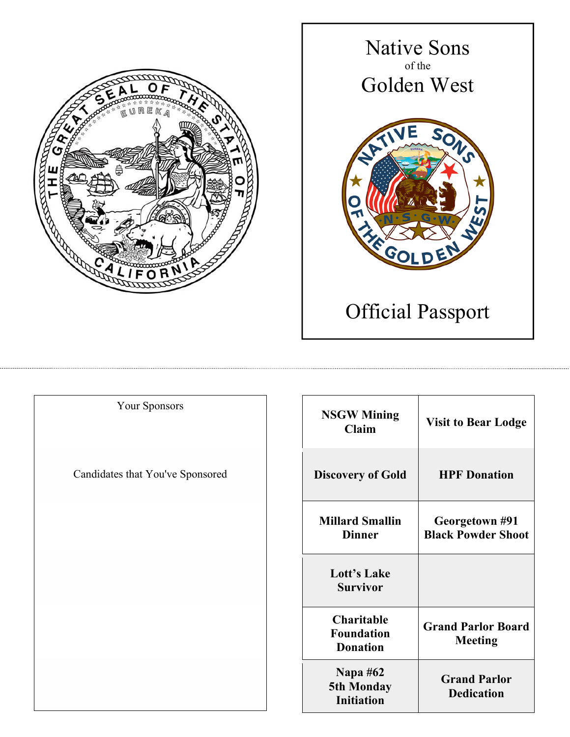# Native Sons
of the
# Golden West

## Official Passport

Your Sponsors

Candidates that You've Sponsored

| | |
|---|---|
| **NSGW Mining Claim** | **Visit to Bear Lodge** |
| **Discovery of Gold** | **HPF Donation** |
| **Millard Smallin Dinner** | **Georgetown #91 Black Powder Shoot** |
| **Lott's Lake Survivor** | |
| **Charitable Foundation Donation** | **Grand Parlor Board Meeting** |
| **Napa #62 5th Monday Initiation** | **Grand Parlor Dedication** |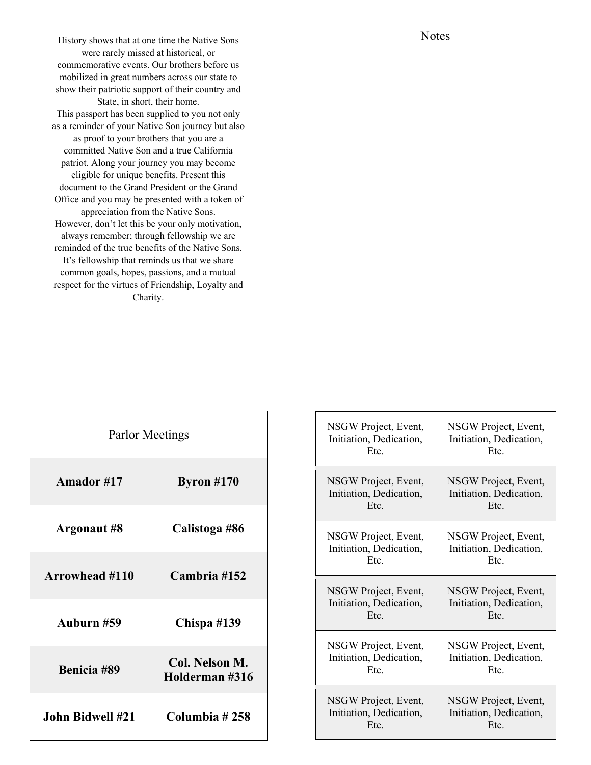History shows that at one time the Native Sons were rarely missed at historical, or commemorative events. Our brothers before us mobilized in great numbers across our state to show their patriotic support of their country and State, in short, their home.

This passport has been supplied to you not only as a reminder of your Native Son journey but also as proof to your brothers that you are a committed Native Son and a true California patriot. Along your journey you may become eligible for unique benefits. Present this document to the Grand President or the Grand Office and you may be presented with a token of appreciation from the Native Sons.

However, don't let this be your only motivation, always remember; through fellowship we are reminded of the true benefits of the Native Sons. It's fellowship that reminds us that we share common goals, hopes, passions, and a mutual respect for the virtues of Friendship, Loyalty and Charity.

Notes

| Parlor Meetings | |
|---|---|
| **Amador #17** | **Byron #170** |
| **Argonaut #8** | **Calistoga #86** |
| **Arrowhead #110** | **Cambria #152** |
| **Auburn #59** | **Chispa #139** |
| **Benicia #89** | **Col. Nelson M. Holderman #316** |
| **John Bidwell #21** | **Columbia # 258** |

| | |
|---|---|
| NSGW Project, Event, Initiation, Dedication, Etc. | NSGW Project, Event, Initiation, Dedication, Etc. |
| NSGW Project, Event, Initiation, Dedication, Etc. | NSGW Project, Event, Initiation, Dedication, Etc. |
| NSGW Project, Event, Initiation, Dedication, Etc. | NSGW Project, Event, Initiation, Dedication, Etc. |
| NSGW Project, Event, Initiation, Dedication, Etc. | NSGW Project, Event, Initiation, Dedication, Etc. |
| NSGW Project, Event, Initiation, Dedication, Etc. | NSGW Project, Event, Initiation, Dedication, Etc. |
| NSGW Project, Event, Initiation, Dedication, Etc. | NSGW Project, Event, Initiation, Dedication, Etc. |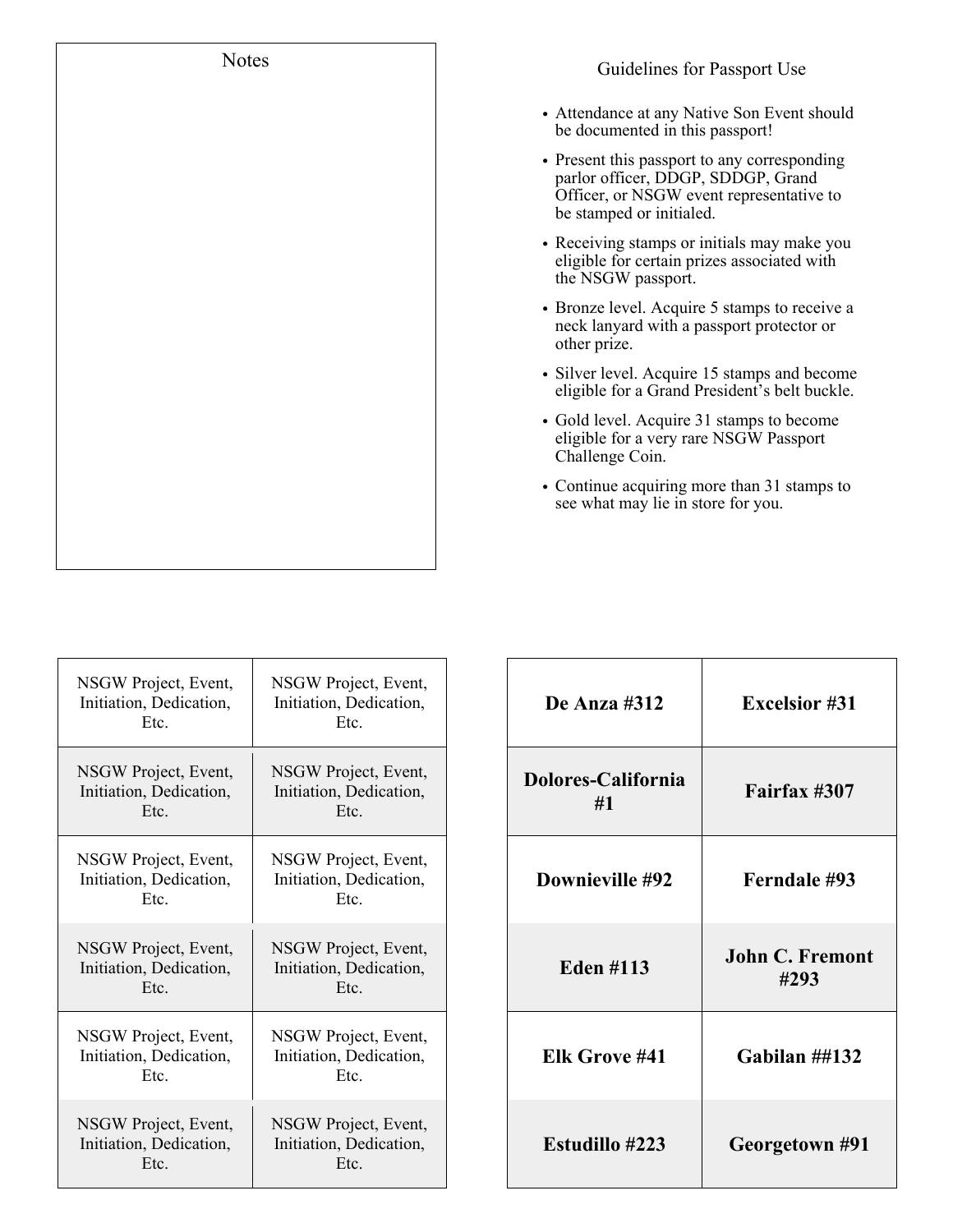## Notes

## Guidelines for Passport Use

- Attendance at any Native Son Event should be documented in this passport!
- Present this passport to any corresponding parlor officer, DDGP, SDDGP, Grand Officer, or NSGW event representative to be stamped or initialed.
- Receiving stamps or initials may make you eligible for certain prizes associated with the NSGW passport.
- Bronze level. Acquire 5 stamps to receive a neck lanyard with a passport protector or other prize.
- Silver level. Acquire 15 stamps and become eligible for a Grand President's belt buckle.
- Gold level. Acquire 31 stamps to become eligible for a very rare NSGW Passport Challenge Coin.
- Continue acquiring more than 31 stamps to see what may lie in store for you.

| | |
|---|---|
| NSGW Project, Event, Initiation, Dedication, Etc. | NSGW Project, Event, Initiation, Dedication, Etc. |
| NSGW Project, Event, Initiation, Dedication, Etc. | NSGW Project, Event, Initiation, Dedication, Etc. |
| NSGW Project, Event, Initiation, Dedication, Etc. | NSGW Project, Event, Initiation, Dedication, Etc. |
| NSGW Project, Event, Initiation, Dedication, Etc. | NSGW Project, Event, Initiation, Dedication, Etc. |
| NSGW Project, Event, Initiation, Dedication, Etc. | NSGW Project, Event, Initiation, Dedication, Etc. |
| NSGW Project, Event, Initiation, Dedication, Etc. | NSGW Project, Event, Initiation, Dedication, Etc. |

| | |
|---|---|
| **De Anza #312** | **Excelsior #31** |
| **Dolores-California #1** | **Fairfax #307** |
| **Downieville #92** | **Ferndale #93** |
| **Eden #113** | **John C. Fremont #293** |
| **Elk Grove #41** | **Gabilan ##132** |
| **Estudillo #223** | **Georgetown #91** |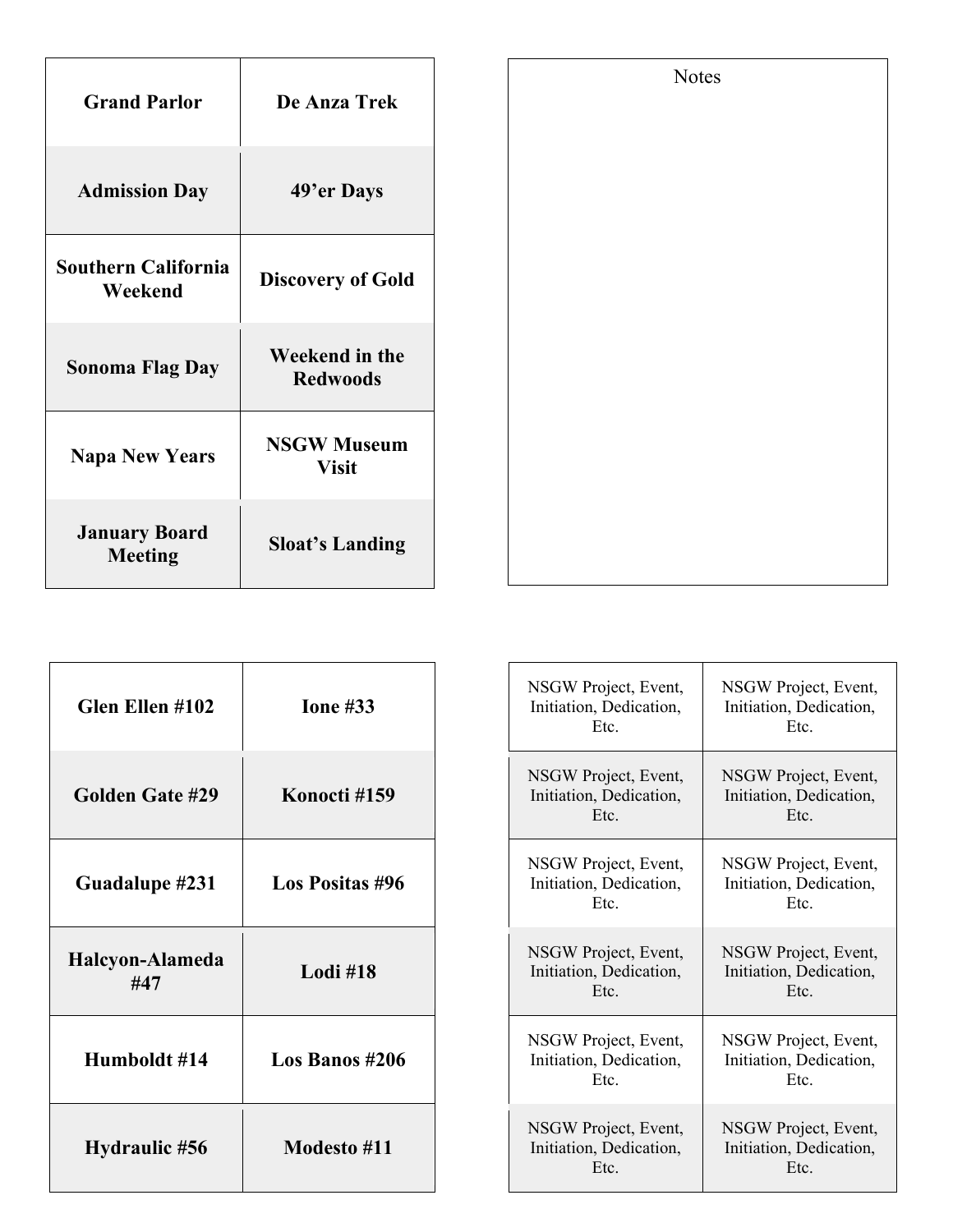| Grand Parlor | De Anza Trek |
|---|---|
| Admission Day | 49'er Days |
| Southern California Weekend | Discovery of Gold |
| Sonoma Flag Day | Weekend in the Redwoods |
| Napa New Years | NSGW Museum Visit |
| January Board Meeting | Sloat's Landing |

Notes

| Glen Ellen #102 | Ione #33 |
|---|---|
| Golden Gate #29 | Konocti #159 |
| Guadalupe #231 | Los Positas #96 |
| Halcyon-Alameda #47 | Lodi #18 |
| Humboldt #14 | Los Banos #206 |
| Hydraulic #56 | Modesto #11 |

| NSGW Project, Event, Initiation, Dedication, Etc. | NSGW Project, Event, Initiation, Dedication, Etc. |
|---|---|
| NSGW Project, Event, Initiation, Dedication, Etc. | NSGW Project, Event, Initiation, Dedication, Etc. |
| NSGW Project, Event, Initiation, Dedication, Etc. | NSGW Project, Event, Initiation, Dedication, Etc. |
| NSGW Project, Event, Initiation, Dedication, Etc. | NSGW Project, Event, Initiation, Dedication, Etc. |
| NSGW Project, Event, Initiation, Dedication, Etc. | NSGW Project, Event, Initiation, Dedication, Etc. |
| NSGW Project, Event, Initiation, Dedication, Etc. | NSGW Project, Event, Initiation, Dedication, Etc. |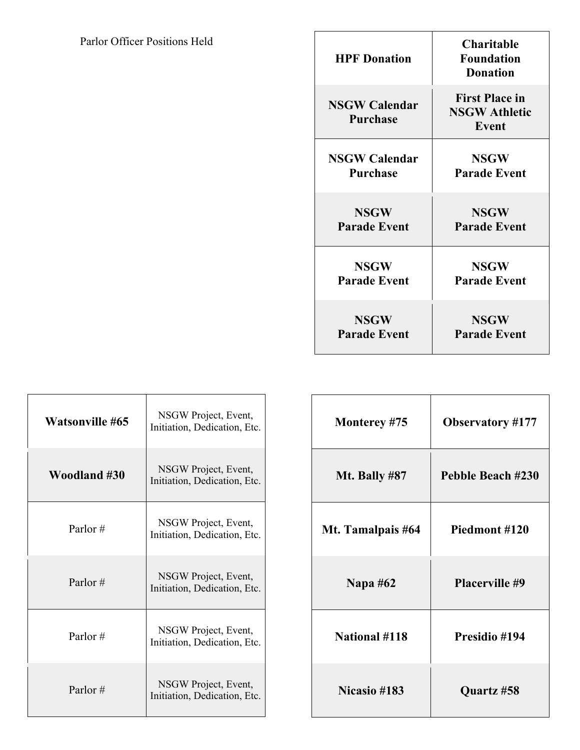Parlor Officer Positions Held

| **HPF Donation** | **Charitable Foundation Donation** |
| --- | --- |
| **NSGW Calendar Purchase** | **First Place in NSGW Athletic Event** |
| **NSGW Calendar Purchase** | **NSGW Parade Event** |
| **NSGW Parade Event** | **NSGW Parade Event** |
| **NSGW Parade Event** | **NSGW Parade Event** |
| **NSGW Parade Event** | **NSGW Parade Event** |

| **Watsonville #65** | NSGW Project, Event, Initiation, Dedication, Etc. |
| --- | --- |
| **Woodland #30** | NSGW Project, Event, Initiation, Dedication, Etc. |
| Parlor # | NSGW Project, Event, Initiation, Dedication, Etc. |
| Parlor # | NSGW Project, Event, Initiation, Dedication, Etc. |
| Parlor # | NSGW Project, Event, Initiation, Dedication, Etc. |
| Parlor # | NSGW Project, Event, Initiation, Dedication, Etc. |

| **Monterey #75** | **Observatory #177** |
| --- | --- |
| **Mt. Bally #87** | **Pebble Beach #230** |
| **Mt. Tamalpais #64** | **Piedmont #120** |
| **Napa #62** | **Placerville #9** |
| **National #118** | **Presidio #194** |
| **Nicasio #183** | **Quartz #58** |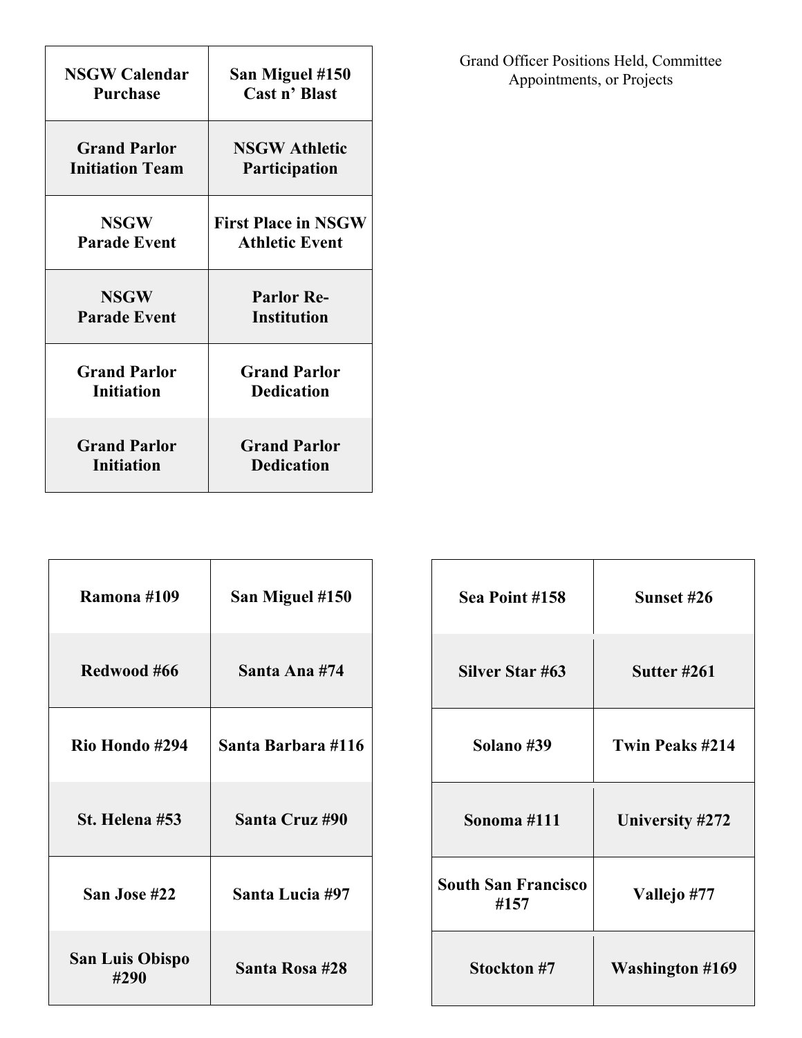| | |
|---|---|
| **NSGW Calendar Purchase** | **San Miguel #150 Cast n' Blast** |
| **Grand Parlor Initiation Team** | **NSGW Athletic Participation** |
| **NSGW Parade Event** | **First Place in NSGW Athletic Event** |
| **NSGW Parade Event** | **Parlor Re-Institution** |
| **Grand Parlor Initiation** | **Grand Parlor Dedication** |
| **Grand Parlor Initiation** | **Grand Parlor Dedication** |

Grand Officer Positions Held, Committee Appointments, or Projects

| | |
|---|---|
| **Ramona #109** | **San Miguel #150** |
| **Redwood #66** | **Santa Ana #74** |
| **Rio Hondo #294** | **Santa Barbara #116** |
| **St. Helena #53** | **Santa Cruz #90** |
| **San Jose #22** | **Santa Lucia #97** |
| **San Luis Obispo #290** | **Santa Rosa #28** |

| | |
|---|---|
| **Sea Point #158** | **Sunset #26** |
| **Silver Star #63** | **Sutter #261** |
| **Solano #39** | **Twin Peaks #214** |
| **Sonoma #111** | **University #272** |
| **South San Francisco #157** | **Vallejo #77** |
| **Stockton #7** | **Washington #169** |